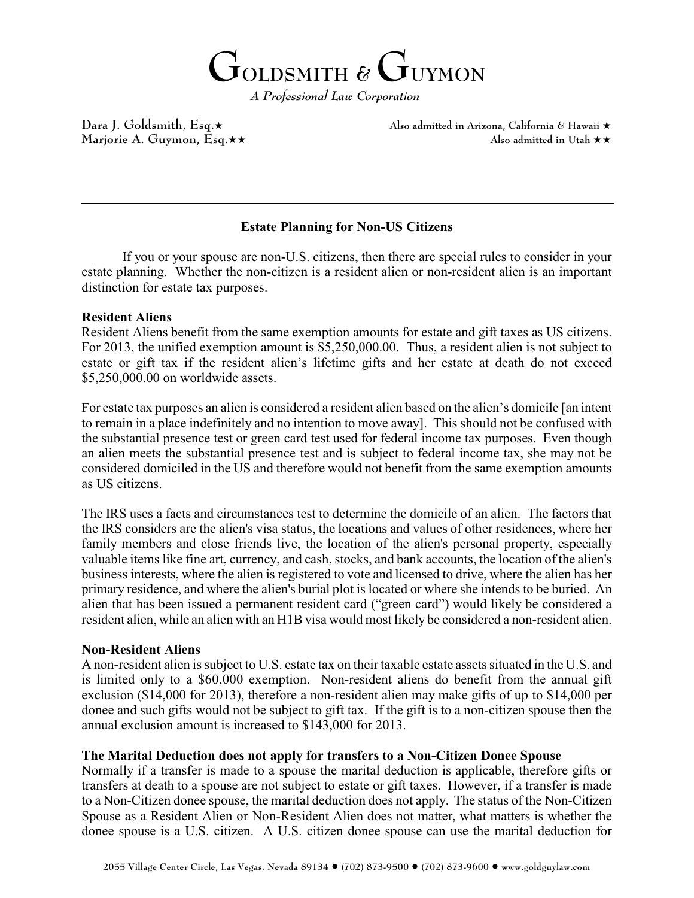# Goldsmith & Guymon

*A Professional Law Corporation*

Dara J. Goldsmith, Esq.★ — Also admitted in Arizona, California & Hawaii ★

Marjorie A. Guymon, Esq.★★ — Also admitted in Utah ★★

---

## Estate Planning for Non-US Citizens

If you or your spouse are non-U.S. citizens, then there are special rules to consider in your estate planning. Whether the non-citizen is a resident alien or non-resident alien is an important distinction for estate tax purposes.

**Resident Aliens**

Resident Aliens benefit from the same exemption amounts for estate and gift taxes as US citizens. For 2013, the unified exemption amount is $5,250,000.00. Thus, a resident alien is not subject to estate or gift tax if the resident alien's lifetime gifts and her estate at death do not exceed $5,250,000.00 on worldwide assets.

For estate tax purposes an alien is considered a resident alien based on the alien's domicile [an intent to remain in a place indefinitely and no intention to move away]. This should not be confused with the substantial presence test or green card test used for federal income tax purposes. Even though an alien meets the substantial presence test and is subject to federal income tax, she may not be considered domiciled in the US and therefore would not benefit from the same exemption amounts as US citizens.

The IRS uses a facts and circumstances test to determine the domicile of an alien. The factors that the IRS considers are the alien's visa status, the locations and values of other residences, where her family members and close friends live, the location of the alien's personal property, especially valuable items like fine art, currency, and cash, stocks, and bank accounts, the location of the alien's business interests, where the alien is registered to vote and licensed to drive, where the alien has her primary residence, and where the alien's burial plot is located or where she intends to be buried. An alien that has been issued a permanent resident card ("green card") would likely be considered a resident alien, while an alien with an H1B visa would most likely be considered a non-resident alien.

**Non-Resident Aliens**

A non-resident alien is subject to U.S. estate tax on their taxable estate assets situated in the U.S. and is limited only to a $60,000 exemption. Non-resident aliens do benefit from the annual gift exclusion ($14,000 for 2013), therefore a non-resident alien may make gifts of up to $14,000 per donee and such gifts would not be subject to gift tax. If the gift is to a non-citizen spouse then the annual exclusion amount is increased to $143,000 for 2013.

**The Marital Deduction does not apply for transfers to a Non-Citizen Donee Spouse**

Normally if a transfer is made to a spouse the marital deduction is applicable, therefore gifts or transfers at death to a spouse are not subject to estate or gift taxes. However, if a transfer is made to a Non-Citizen donee spouse, the marital deduction does not apply. The status of the Non-Citizen Spouse as a Resident Alien or Non-Resident Alien does not matter, what matters is whether the donee spouse is a U.S. citizen. A U.S. citizen donee spouse can use the marital deduction for

2055 Village Center Circle, Las Vegas, Nevada 89134 ● (702) 873-9500 ● (702) 873-9600 ● www.goldguylaw.com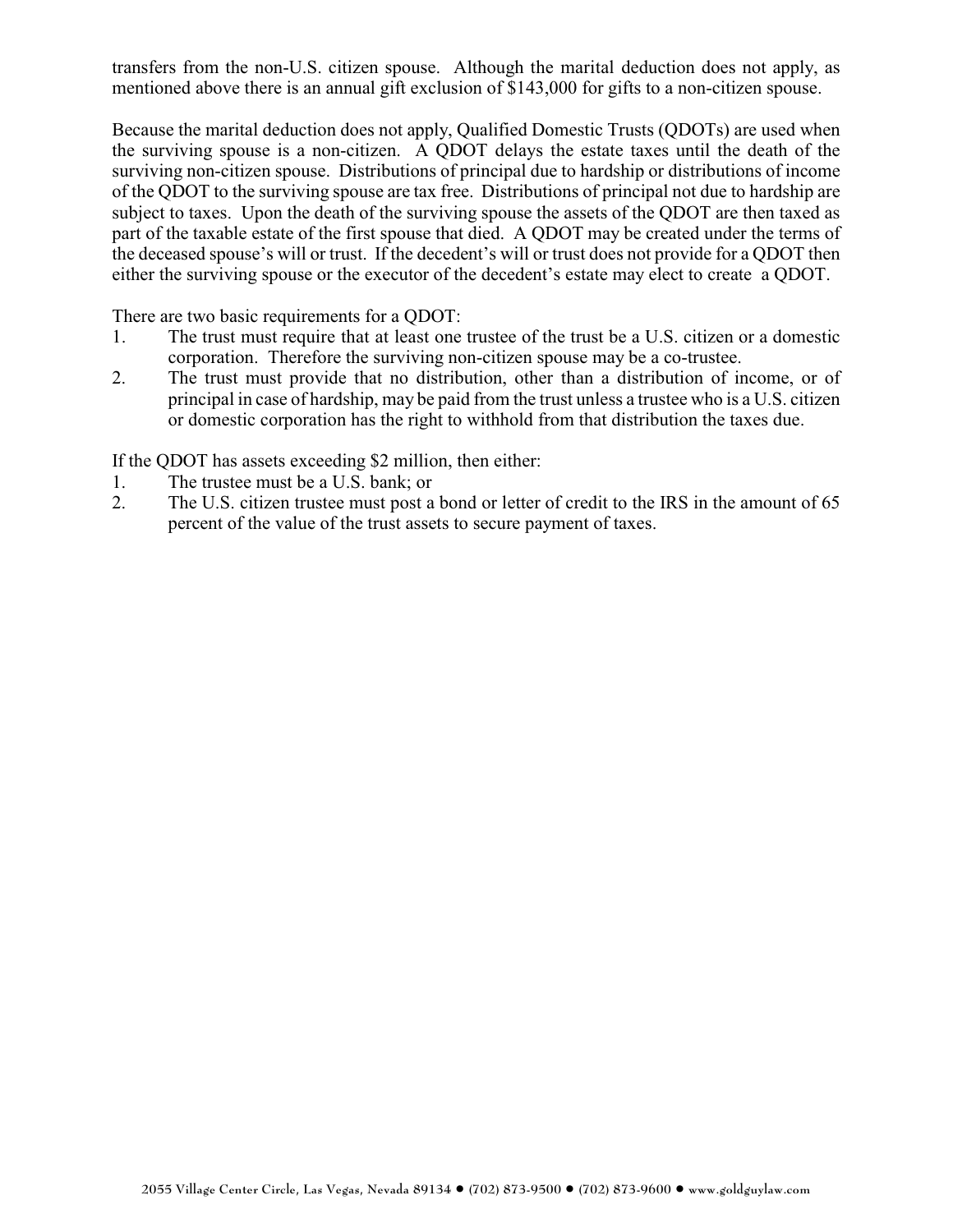transfers from the non-U.S. citizen spouse. Although the marital deduction does not apply, as mentioned above there is an annual gift exclusion of $143,000 for gifts to a non-citizen spouse.

Because the marital deduction does not apply, Qualified Domestic Trusts (QDOTs) are used when the surviving spouse is a non-citizen. A QDOT delays the estate taxes until the death of the surviving non-citizen spouse. Distributions of principal due to hardship or distributions of income of the QDOT to the surviving spouse are tax free. Distributions of principal not due to hardship are subject to taxes. Upon the death of the surviving spouse the assets of the QDOT are then taxed as part of the taxable estate of the first spouse that died. A QDOT may be created under the terms of the deceased spouse's will or trust. If the decedent's will or trust does not provide for a QDOT then either the surviving spouse or the executor of the decedent's estate may elect to create a QDOT.

There are two basic requirements for a QDOT:

1. The trust must require that at least one trustee of the trust be a U.S. citizen or a domestic corporation. Therefore the surviving non-citizen spouse may be a co-trustee.
2. The trust must provide that no distribution, other than a distribution of income, or of principal in case of hardship, may be paid from the trust unless a trustee who is a U.S. citizen or domestic corporation has the right to withhold from that distribution the taxes due.

If the QDOT has assets exceeding $2 million, then either:

1. The trustee must be a U.S. bank; or
2. The U.S. citizen trustee must post a bond or letter of credit to the IRS in the amount of 65 percent of the value of the trust assets to secure payment of taxes.